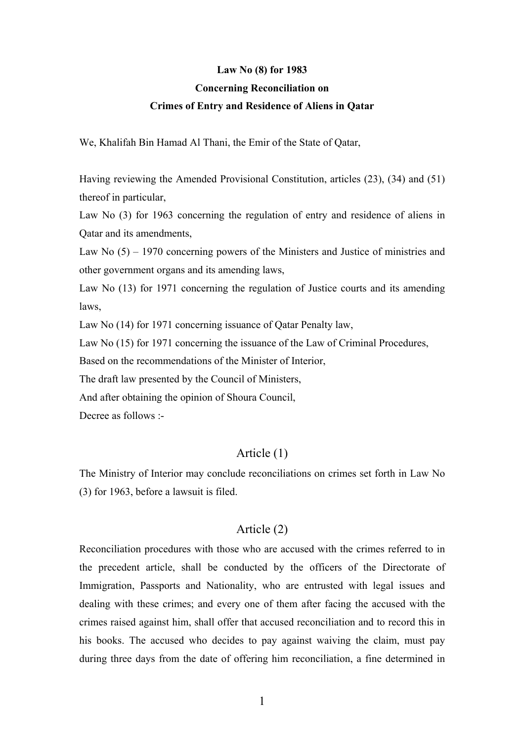**Law No (8) for 1983**

**Concerning Reconciliation on**

**Crimes of Entry and Residence of Aliens in Qatar**

We, Khalifah Bin Hamad Al Thani, the Emir of the State of Qatar,

Having reviewing the Amended Provisional Constitution, articles (23), (34) and (51) thereof in particular,

Law No (3) for 1963 concerning the regulation of entry and residence of aliens in Qatar and its amendments,

Law No (5) – 1970 concerning powers of the Ministers and Justice of ministries and other government organs and its amending laws,

Law No (13) for 1971 concerning the regulation of Justice courts and its amending laws,

Law No (14) for 1971 concerning issuance of Qatar Penalty law,

Law No (15) for 1971 concerning the issuance of the Law of Criminal Procedures,

Based on the recommendations of the Minister of Interior,

The draft law presented by the Council of Ministers,

And after obtaining the opinion of Shoura Council,

Decree as follows :-

## Article (1)

The Ministry of Interior may conclude reconciliations on crimes set forth in Law No (3) for 1963, before a lawsuit is filed.

## Article (2)

Reconciliation procedures with those who are accused with the crimes referred to in the precedent article, shall be conducted by the officers of the Directorate of Immigration, Passports and Nationality, who are entrusted with legal issues and dealing with these crimes; and every one of them after facing the accused with the crimes raised against him, shall offer that accused reconciliation and to record this in his books. The accused who decides to pay against waiving the claim, must pay during three days from the date of offering him reconciliation, a fine determined in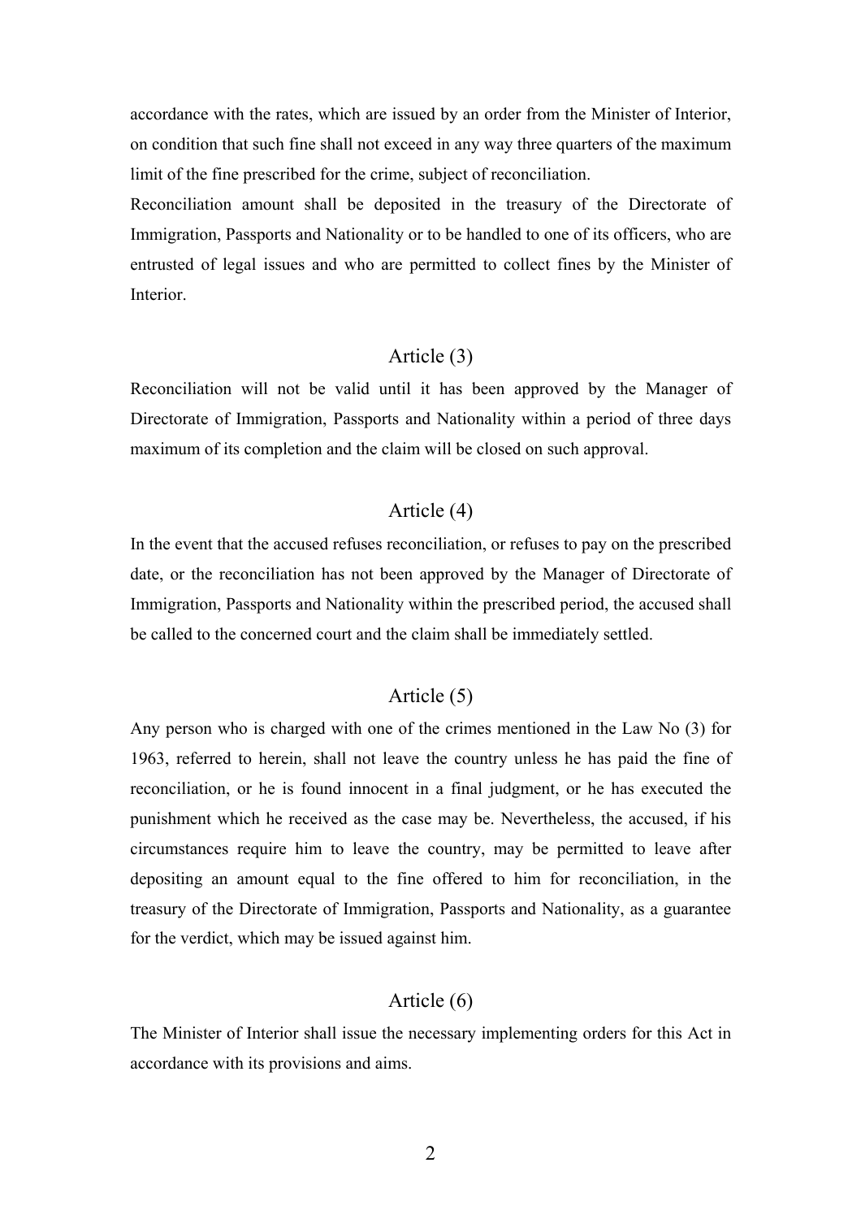accordance with the rates, which are issued by an order from the Minister of Interior, on condition that such fine shall not exceed in any way three quarters of the maximum limit of the fine prescribed for the crime, subject of reconciliation.

Reconciliation amount shall be deposited in the treasury of the Directorate of Immigration, Passports and Nationality or to be handled to one of its officers, who are entrusted of legal issues and who are permitted to collect fines by the Minister of Interior.

## Article (3)

Reconciliation will not be valid until it has been approved by the Manager of Directorate of Immigration, Passports and Nationality within a period of three days maximum of its completion and the claim will be closed on such approval.

## Article (4)

In the event that the accused refuses reconciliation, or refuses to pay on the prescribed date, or the reconciliation has not been approved by the Manager of Directorate of Immigration, Passports and Nationality within the prescribed period, the accused shall be called to the concerned court and the claim shall be immediately settled.

## Article (5)

Any person who is charged with one of the crimes mentioned in the Law No (3) for 1963, referred to herein, shall not leave the country unless he has paid the fine of reconciliation, or he is found innocent in a final judgment, or he has executed the punishment which he received as the case may be. Nevertheless, the accused, if his circumstances require him to leave the country, may be permitted to leave after depositing an amount equal to the fine offered to him for reconciliation, in the treasury of the Directorate of Immigration, Passports and Nationality, as a guarantee for the verdict, which may be issued against him.

## Article (6)

The Minister of Interior shall issue the necessary implementing orders for this Act in accordance with its provisions and aims.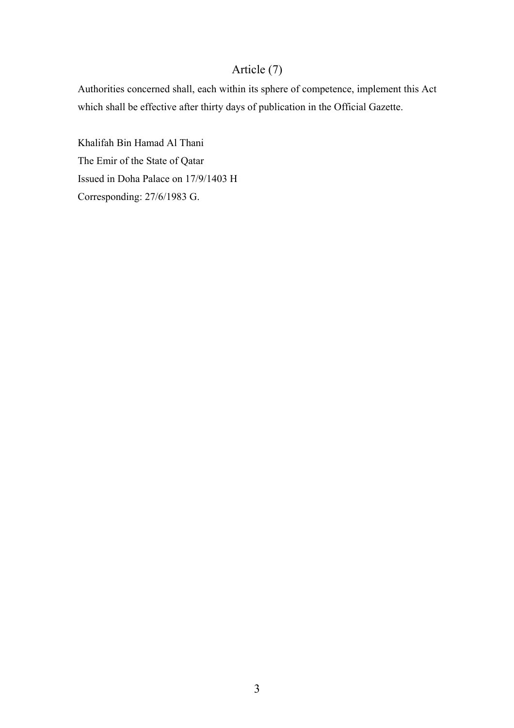## Article (7)

Authorities concerned shall, each within its sphere of competence, implement this Act which shall be effective after thirty days of publication in the Official Gazette.

Khalifah Bin Hamad Al Thani
The Emir of the State of Qatar
Issued in Doha Palace on 17/9/1403 H
Corresponding: 27/6/1983 G.